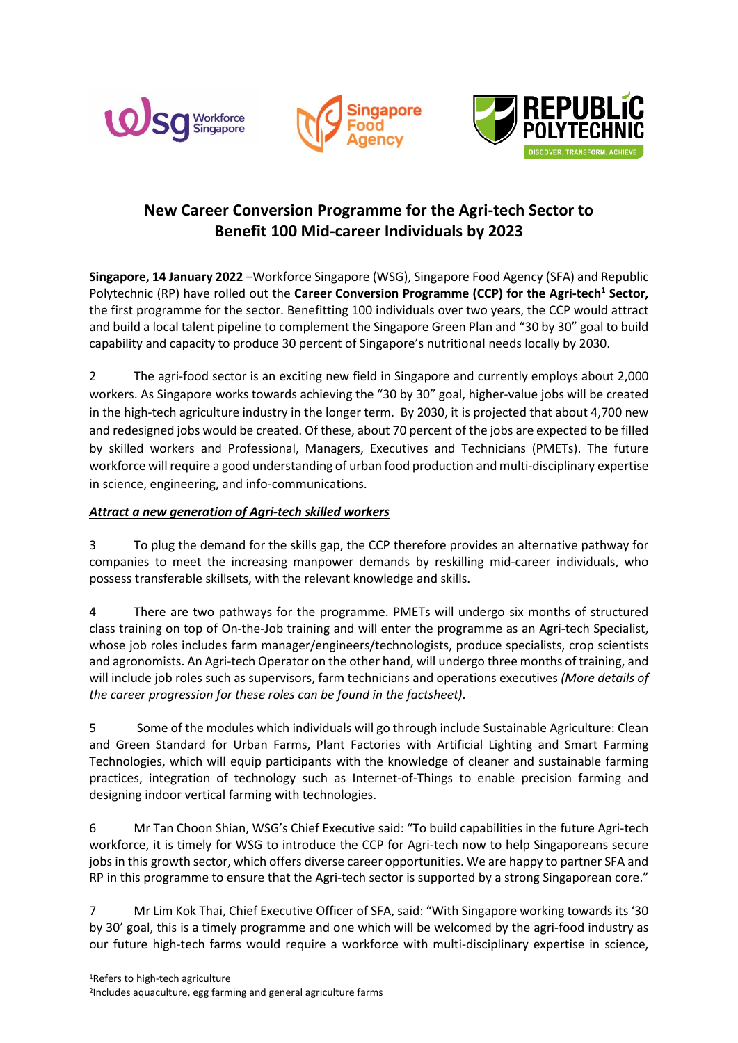## New Career Conversion Programme for the Agri-tech Sector to Benefit 100 Mid-career Individuals by 2023

**Singapore, 14 January 2022** –Workforce Singapore (WSG), Singapore Food Agency (SFA) and Republic Polytechnic (RP) have rolled out the **Career Conversion Programme (CCP) for the Agri-tech[1] Sector,** the first programme for the sector. Benefitting 100 individuals over two years, the CCP would attract and build a local talent pipeline to complement the Singapore Green Plan and "30 by 30" goal to build capability and capacity to produce 30 percent of Singapore's nutritional needs locally by 2030.

2 The agri-food sector is an exciting new field in Singapore and currently employs about 2,000 workers. As Singapore works towards achieving the "30 by 30" goal, higher-value jobs will be created in the high-tech agriculture industry in the longer term. By 2030, it is projected that about 4,700 new and redesigned jobs would be created. Of these, about 70 percent of the jobs are expected to be filled by skilled workers and Professional, Managers, Executives and Technicians (PMETs). The future workforce will require a good understanding of urban food production and multi-disciplinary expertise in science, engineering, and info-communications.

***Attract a new generation of Agri-tech skilled workers***

3 To plug the demand for the skills gap, the CCP therefore provides an alternative pathway for companies to meet the increasing manpower demands by reskilling mid-career individuals, who possess transferable skillsets, with the relevant knowledge and skills.

4 There are two pathways for the programme. PMETs will undergo six months of structured class training on top of On-the-Job training and will enter the programme as an Agri-tech Specialist, whose job roles includes farm manager/engineers/technologists, produce specialists, crop scientists and agronomists. An Agri-tech Operator on the other hand, will undergo three months of training, and will include job roles such as supervisors, farm technicians and operations executives *(More details of the career progression for these roles can be found in the factsheet)*.

5 Some of the modules which individuals will go through include Sustainable Agriculture: Clean and Green Standard for Urban Farms, Plant Factories with Artificial Lighting and Smart Farming Technologies, which will equip participants with the knowledge of cleaner and sustainable farming practices, integration of technology such as Internet-of-Things to enable precision farming and designing indoor vertical farming with technologies.

6 Mr Tan Choon Shian, WSG's Chief Executive said: "To build capabilities in the future Agri-tech workforce, it is timely for WSG to introduce the CCP for Agri-tech now to help Singaporeans secure jobs in this growth sector, which offers diverse career opportunities. We are happy to partner SFA and RP in this programme to ensure that the Agri-tech sector is supported by a strong Singaporean core."

7 Mr Lim Kok Thai, Chief Executive Officer of SFA, said: "With Singapore working towards its '30 by 30' goal, this is a timely programme and one which will be welcomed by the agri-food industry as our future high-tech farms would require a workforce with multi-disciplinary expertise in science,

[1]Refers to high-tech agriculture
[2]Includes aquaculture, egg farming and general agriculture farms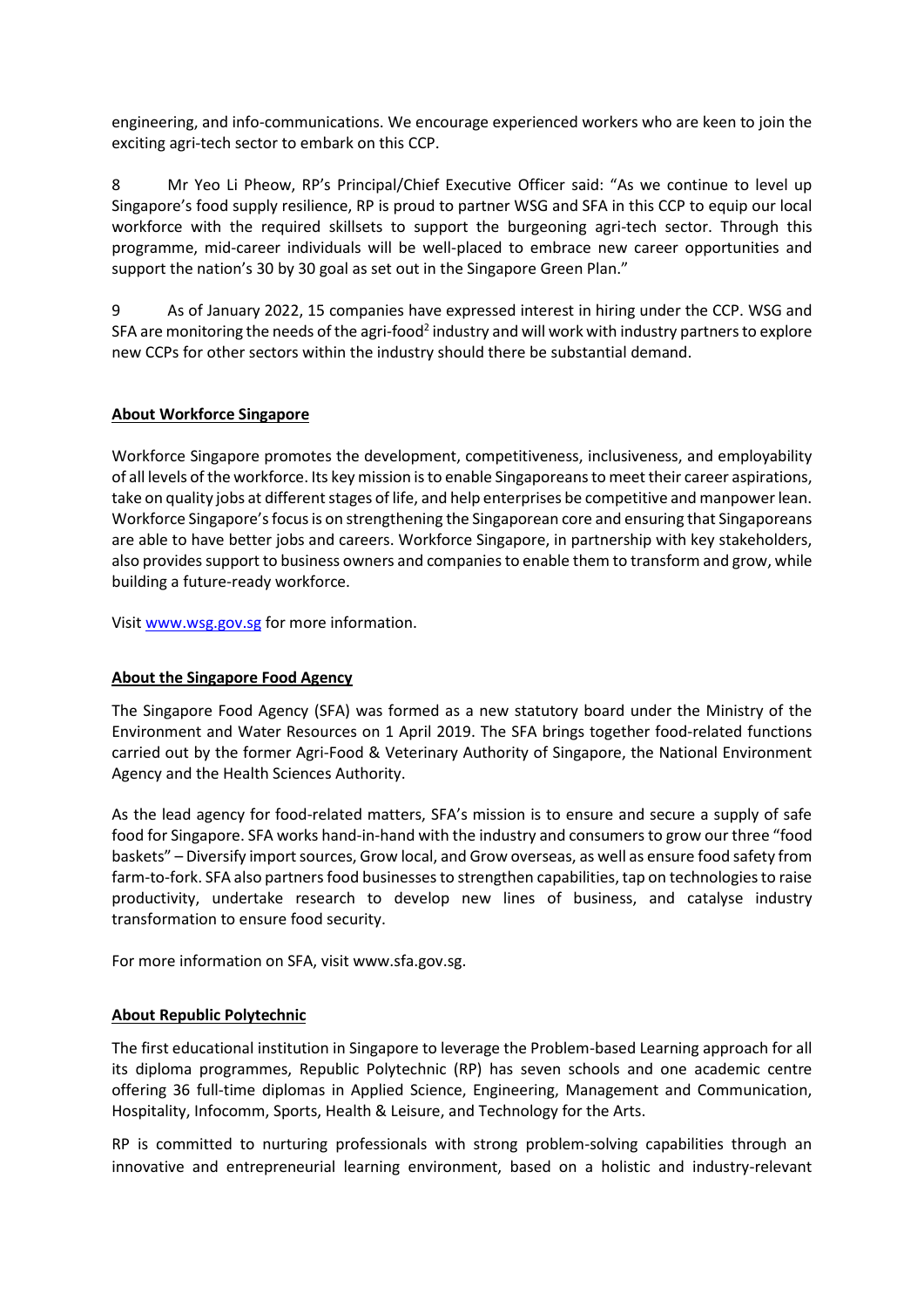engineering, and info-communications. We encourage experienced workers who are keen to join the exciting agri-tech sector to embark on this CCP.

8 Mr Yeo Li Pheow, RP's Principal/Chief Executive Officer said: "As we continue to level up Singapore's food supply resilience, RP is proud to partner WSG and SFA in this CCP to equip our local workforce with the required skillsets to support the burgeoning agri-tech sector. Through this programme, mid-career individuals will be well-placed to embrace new career opportunities and support the nation's 30 by 30 goal as set out in the Singapore Green Plan."

9 As of January 2022, 15 companies have expressed interest in hiring under the CCP. WSG and SFA are monitoring the needs of the agri-food[2] industry and will work with industry partners to explore new CCPs for other sectors within the industry should there be substantial demand.

**About Workforce Singapore**

Workforce Singapore promotes the development, competitiveness, inclusiveness, and employability of all levels of the workforce. Its key mission is to enable Singaporeans to meet their career aspirations, take on quality jobs at different stages of life, and help enterprises be competitive and manpower lean. Workforce Singapore's focus is on strengthening the Singaporean core and ensuring that Singaporeans are able to have better jobs and careers. Workforce Singapore, in partnership with key stakeholders, also provides support to business owners and companies to enable them to transform and grow, while building a future-ready workforce.

Visit www.wsg.gov.sg for more information.

**About the Singapore Food Agency**

The Singapore Food Agency (SFA) was formed as a new statutory board under the Ministry of the Environment and Water Resources on 1 April 2019. The SFA brings together food-related functions carried out by the former Agri-Food & Veterinary Authority of Singapore, the National Environment Agency and the Health Sciences Authority.

As the lead agency for food-related matters, SFA's mission is to ensure and secure a supply of safe food for Singapore. SFA works hand-in-hand with the industry and consumers to grow our three "food baskets" – Diversify import sources, Grow local, and Grow overseas, as well as ensure food safety from farm-to-fork. SFA also partners food businesses to strengthen capabilities, tap on technologies to raise productivity, undertake research to develop new lines of business, and catalyse industry transformation to ensure food security.

For more information on SFA, visit www.sfa.gov.sg.

**About Republic Polytechnic**

The first educational institution in Singapore to leverage the Problem-based Learning approach for all its diploma programmes, Republic Polytechnic (RP) has seven schools and one academic centre offering 36 full-time diplomas in Applied Science, Engineering, Management and Communication, Hospitality, Infocomm, Sports, Health & Leisure, and Technology for the Arts.

RP is committed to nurturing professionals with strong problem-solving capabilities through an innovative and entrepreneurial learning environment, based on a holistic and industry-relevant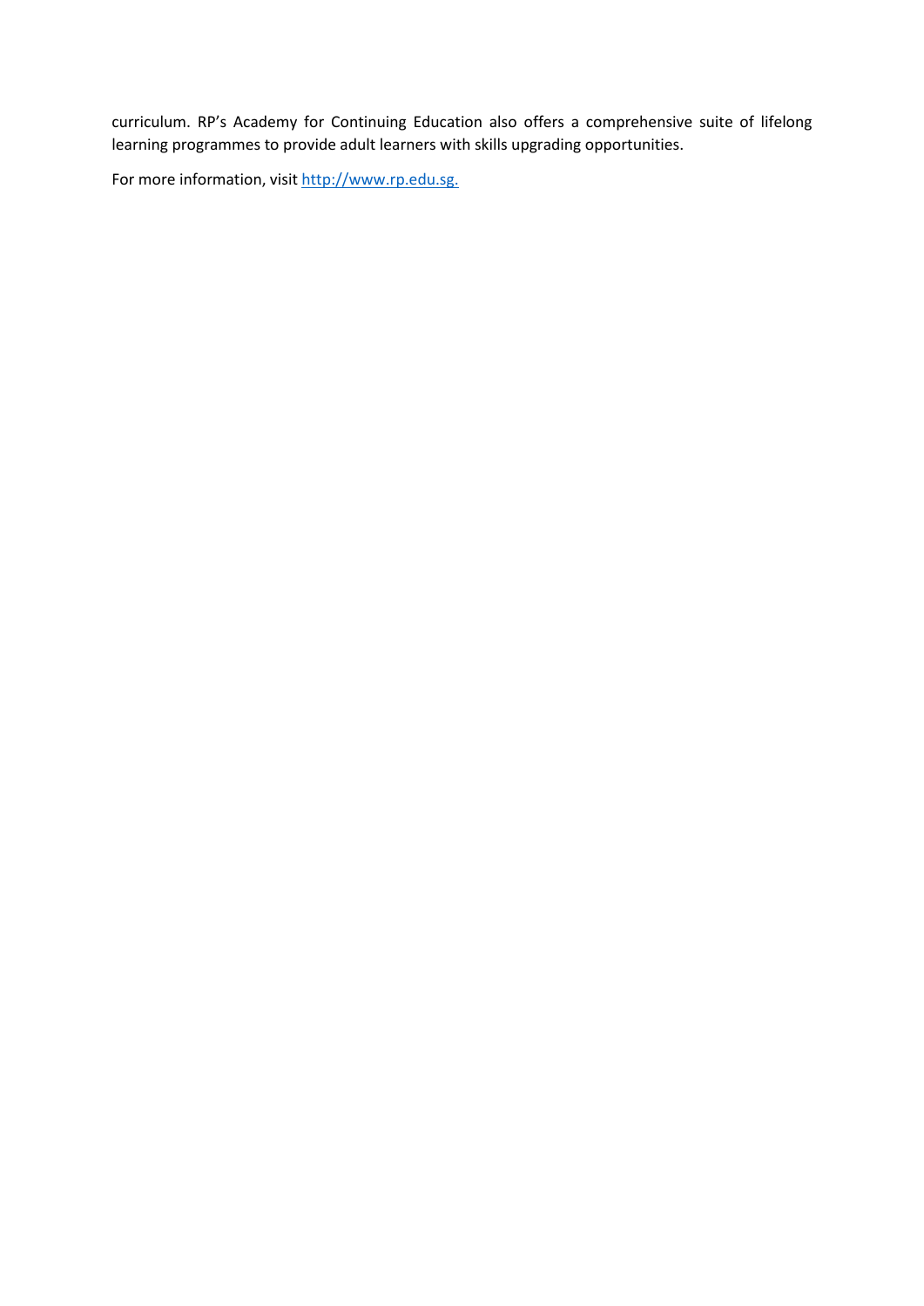curriculum. RP's Academy for Continuing Education also offers a comprehensive suite of lifelong learning programmes to provide adult learners with skills upgrading opportunities.

For more information, visit http://www.rp.edu.sg.